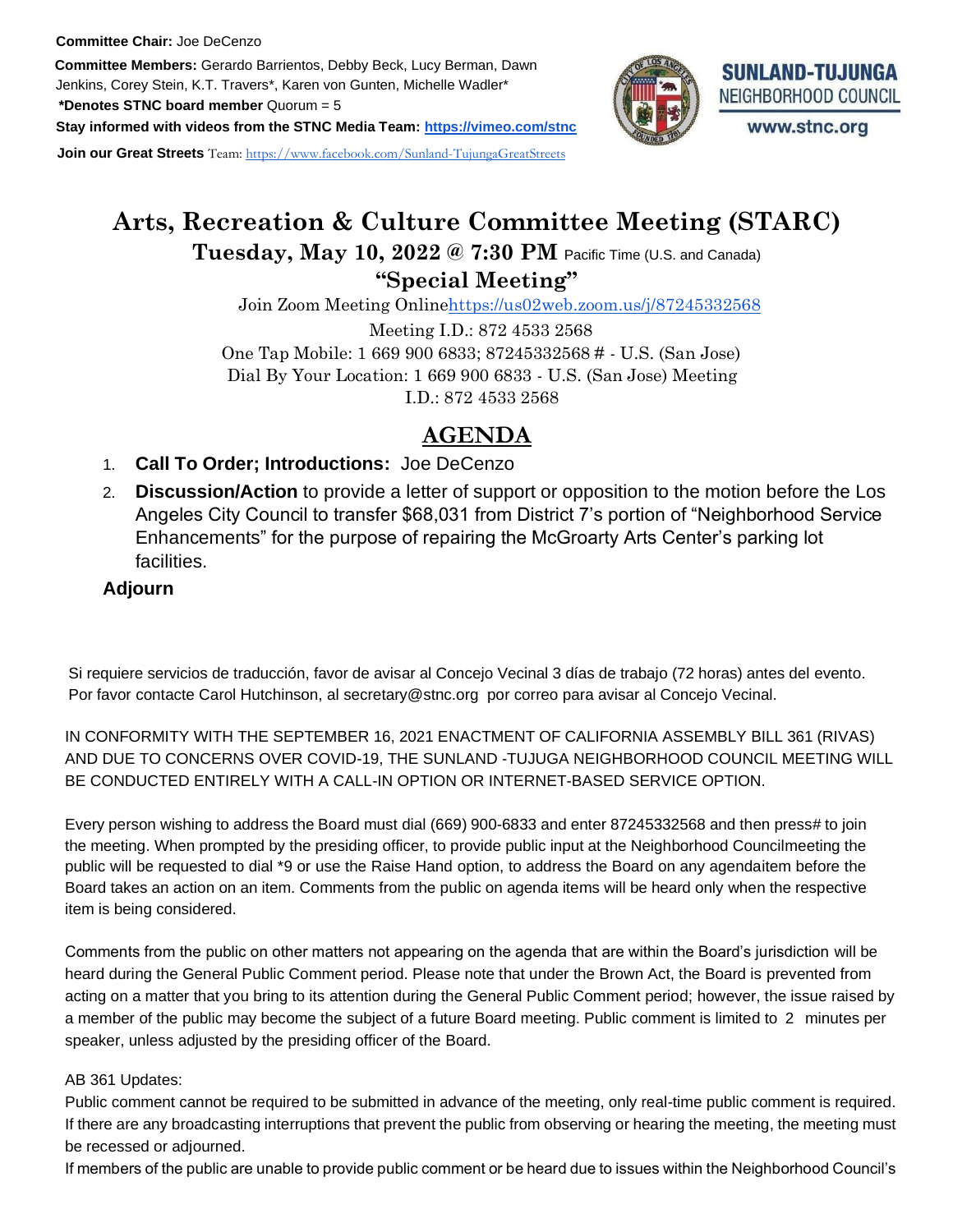**Committee Chair:** Joe DeCenzo

**Committee Members:** Gerardo Barrientos, Debby Beck, Lucy Berman, Dawn Jenkins, Corey Stein, K.T. Travers*, Karen von Gunten, Michelle Wadler*

***Denotes STNC board member** Quorum = 5

**Stay informed with videos from the STNC Media Team: https://vimeo.com/stnc**

**Join our Great Streets** Team: https://www.facebook.com/Sunland-TujungaGreatStreets

SUNLAND-TUJUNGA NEIGHBORHOOD COUNCIL

www.stnc.org

# Arts, Recreation & Culture Committee Meeting (STARC)

## Tuesday, May 10, 2022 @ 7:30 PM Pacific Time (U.S. and Canada)

## "Special Meeting"

Join Zoom Meeting Online https://us02web.zoom.us/j/87245332568

Meeting I.D.: 872 4533 2568

One Tap Mobile: 1 669 900 6833; 87245332568 # - U.S. (San Jose)

Dial By Your Location: 1 669 900 6833 - U.S. (San Jose) Meeting I.D.: 872 4533 2568

## AGENDA

1. **Call To Order; Introductions:** Joe DeCenzo
2. **Discussion/Action** to provide a letter of support or opposition to the motion before the Los Angeles City Council to transfer $68,031 from District 7's portion of "Neighborhood Service Enhancements" for the purpose of repairing the McGroarty Arts Center's parking lot facilities.

**Adjourn**

Si requiere servicios de traducción, favor de avisar al Concejo Vecinal 3 días de trabajo (72 horas) antes del evento. Por favor contacte Carol Hutchinson, al secretary@stnc.org por correo para avisar al Concejo Vecinal.

IN CONFORMITY WITH THE SEPTEMBER 16, 2021 ENACTMENT OF CALIFORNIA ASSEMBLY BILL 361 (RIVAS) AND DUE TO CONCERNS OVER COVID-19, THE SUNLAND -TUJUGA NEIGHBORHOOD COUNCIL MEETING WILL BE CONDUCTED ENTIRELY WITH A CALL-IN OPTION OR INTERNET-BASED SERVICE OPTION.

Every person wishing to address the Board must dial (669) 900-6833 and enter 87245332568 and then press# to join the meeting. When prompted by the presiding officer, to provide public input at the Neighborhood Councilmeeting the public will be requested to dial *9 or use the Raise Hand option, to address the Board on any agendaitem before the Board takes an action on an item. Comments from the public on agenda items will be heard only when the respective item is being considered.

Comments from the public on other matters not appearing on the agenda that are within the Board's jurisdiction will be heard during the General Public Comment period. Please note that under the Brown Act, the Board is prevented from acting on a matter that you bring to its attention during the General Public Comment period; however, the issue raised by a member of the public may become the subject of a future Board meeting. Public comment is limited to 2 minutes per speaker, unless adjusted by the presiding officer of the Board.

AB 361 Updates:

Public comment cannot be required to be submitted in advance of the meeting, only real-time public comment is required. If there are any broadcasting interruptions that prevent the public from observing or hearing the meeting, the meeting must be recessed or adjourned.

If members of the public are unable to provide public comment or be heard due to issues within the Neighborhood Council's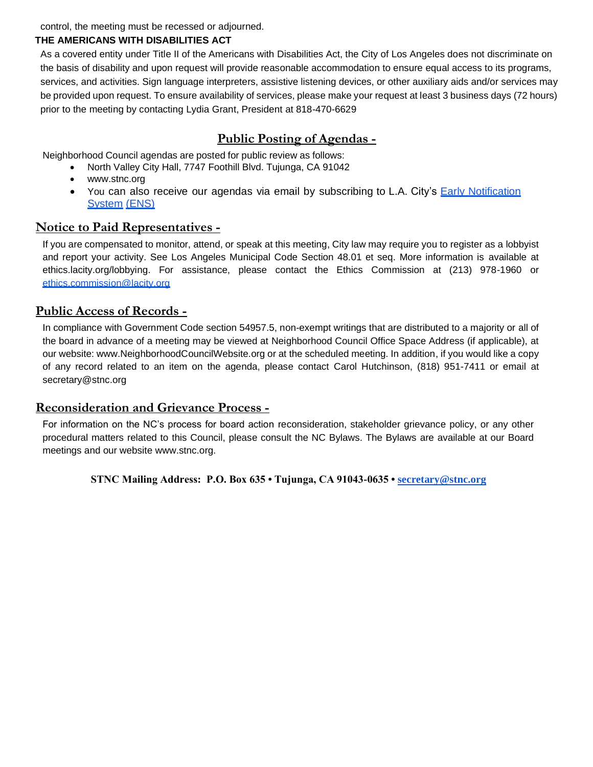control, the meeting must be recessed or adjourned.

**THE AMERICANS WITH DISABILITIES ACT**

As a covered entity under Title II of the Americans with Disabilities Act, the City of Los Angeles does not discriminate on the basis of disability and upon request will provide reasonable accommodation to ensure equal access to its programs, services, and activities. Sign language interpreters, assistive listening devices, or other auxiliary aids and/or services may be provided upon request. To ensure availability of services, please make your request at least 3 business days (72 hours) prior to the meeting by contacting Lydia Grant, President at 818-470-6629

## Public Posting of Agendas -

Neighborhood Council agendas are posted for public review as follows:

- North Valley City Hall, 7747 Foothill Blvd. Tujunga, CA 91042
- www.stnc.org
- You can also receive our agendas via email by subscribing to L.A. City's Early Notification System (ENS)

## Notice to Paid Representatives -

If you are compensated to monitor, attend, or speak at this meeting, City law may require you to register as a lobbyist and report your activity. See Los Angeles Municipal Code Section 48.01 et seq. More information is available at ethics.lacity.org/lobbying. For assistance, please contact the Ethics Commission at (213) 978-1960 or ethics.commission@lacity.org

## Public Access of Records -

In compliance with Government Code section 54957.5, non-exempt writings that are distributed to a majority or all of the board in advance of a meeting may be viewed at Neighborhood Council Office Space Address (if applicable), at our website: www.NeighborhoodCouncilWebsite.org or at the scheduled meeting. In addition, if you would like a copy of any record related to an item on the agenda, please contact Carol Hutchinson, (818) 951-7411 or email at secretary@stnc.org

## Reconsideration and Grievance Process -

For information on the NC's process for board action reconsideration, stakeholder grievance policy, or any other procedural matters related to this Council, please consult the NC Bylaws. The Bylaws are available at our Board meetings and our website www.stnc.org.

**STNC Mailing Address: P.O. Box 635 • Tujunga, CA 91043-0635 • secretary@stnc.org**